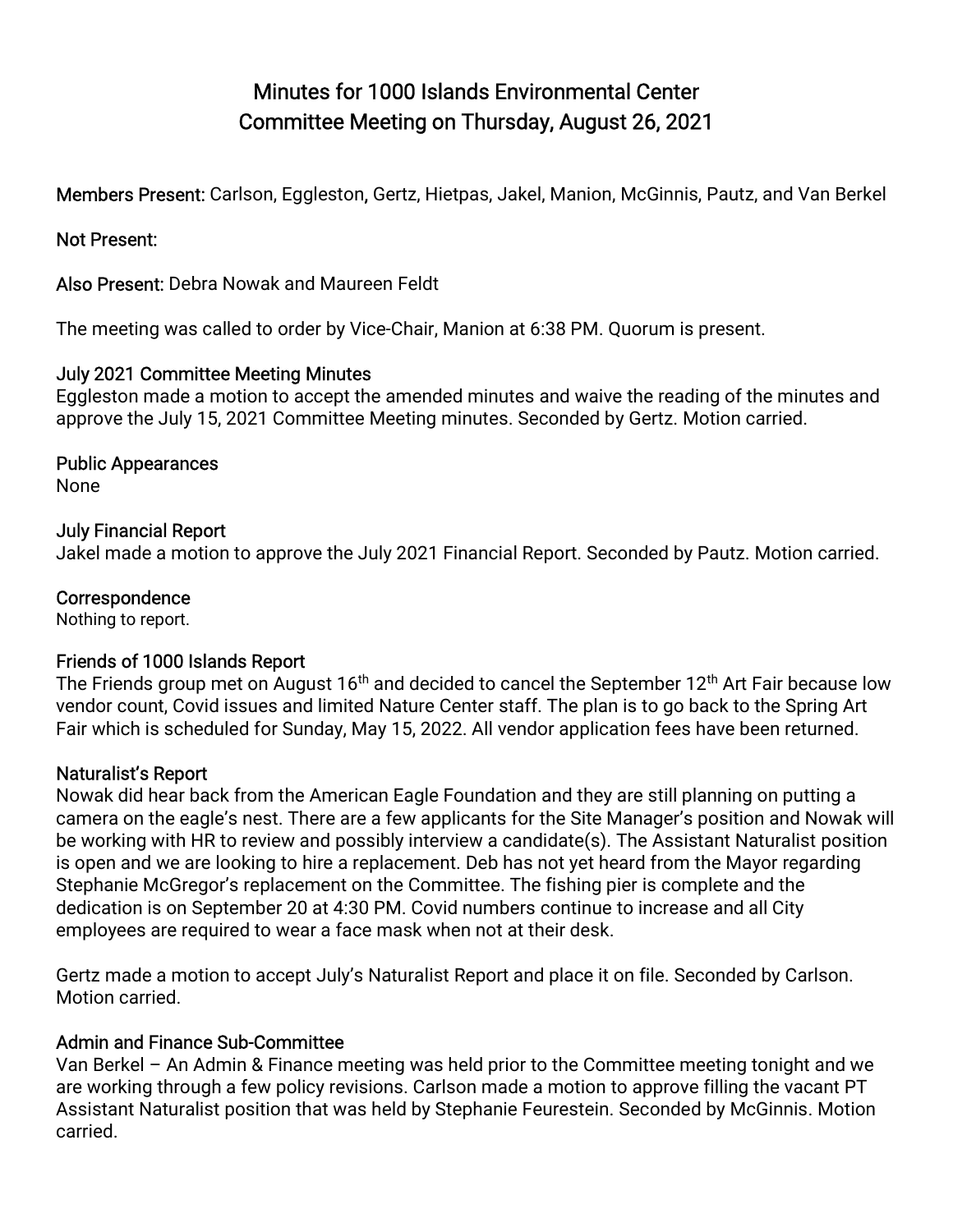# Minutes for 1000 Islands Environmental Center Committee Meeting on Thursday, August 26, 2021

**Members Present:** Carlson, Eggleston, Gertz, Hietpas, Jakel, Manion, McGinnis, Pautz, and Van Berkel

**Not Present:**

**Also Present:** Debra Nowak and Maureen Feldt

The meeting was called to order by Vice-Chair, Manion at 6:38 PM. Quorum is present.

### July 2021 Committee Meeting Minutes

Eggleston made a motion to accept the amended minutes and waive the reading of the minutes and approve the July 15, 2021 Committee Meeting minutes. Seconded by Gertz. Motion carried.

### Public Appearances

None

### July Financial Report

Jakel made a motion to approve the July 2021 Financial Report. Seconded by Pautz. Motion carried.

### Correspondence

Nothing to report.

### Friends of 1000 Islands Report

The Friends group met on August 16th and decided to cancel the September 12th Art Fair because low vendor count, Covid issues and limited Nature Center staff. The plan is to go back to the Spring Art Fair which is scheduled for Sunday, May 15, 2022. All vendor application fees have been returned.

### Naturalist's Report

Nowak did hear back from the American Eagle Foundation and they are still planning on putting a camera on the eagle's nest. There are a few applicants for the Site Manager's position and Nowak will be working with HR to review and possibly interview a candidate(s). The Assistant Naturalist position is open and we are looking to hire a replacement. Deb has not yet heard from the Mayor regarding Stephanie McGregor's replacement on the Committee. The fishing pier is complete and the dedication is on September 20 at 4:30 PM. Covid numbers continue to increase and all City employees are required to wear a face mask when not at their desk.

Gertz made a motion to accept July's Naturalist Report and place it on file. Seconded by Carlson. Motion carried.

### Admin and Finance Sub-Committee

Van Berkel – An Admin & Finance meeting was held prior to the Committee meeting tonight and we are working through a few policy revisions. Carlson made a motion to approve filling the vacant PT Assistant Naturalist position that was held by Stephanie Feurestein. Seconded by McGinnis. Motion carried.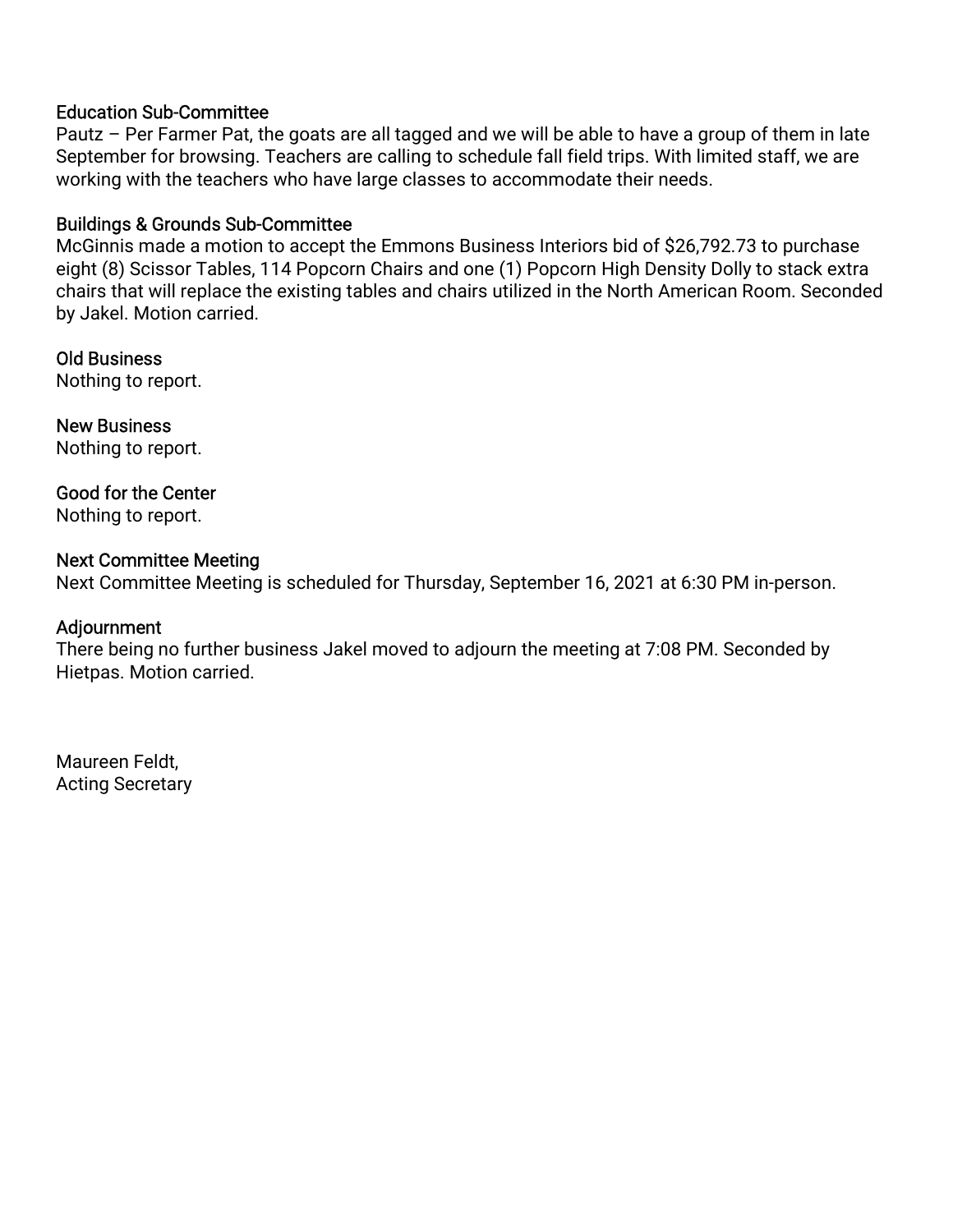### Education Sub-Committee

Pautz – Per Farmer Pat, the goats are all tagged and we will be able to have a group of them in late September for browsing. Teachers are calling to schedule fall field trips. With limited staff, we are working with the teachers who have large classes to accommodate their needs.

### Buildings & Grounds Sub-Committee

McGinnis made a motion to accept the Emmons Business Interiors bid of $26,792.73 to purchase eight (8) Scissor Tables, 114 Popcorn Chairs and one (1) Popcorn High Density Dolly to stack extra chairs that will replace the existing tables and chairs utilized in the North American Room. Seconded by Jakel. Motion carried.

### Old Business

Nothing to report.

### New Business

Nothing to report.

### Good for the Center

Nothing to report.

### Next Committee Meeting

Next Committee Meeting is scheduled for Thursday, September 16, 2021 at 6:30 PM in-person.

### Adjournment

There being no further business Jakel moved to adjourn the meeting at 7:08 PM. Seconded by Hietpas. Motion carried.

Maureen Feldt,
Acting Secretary